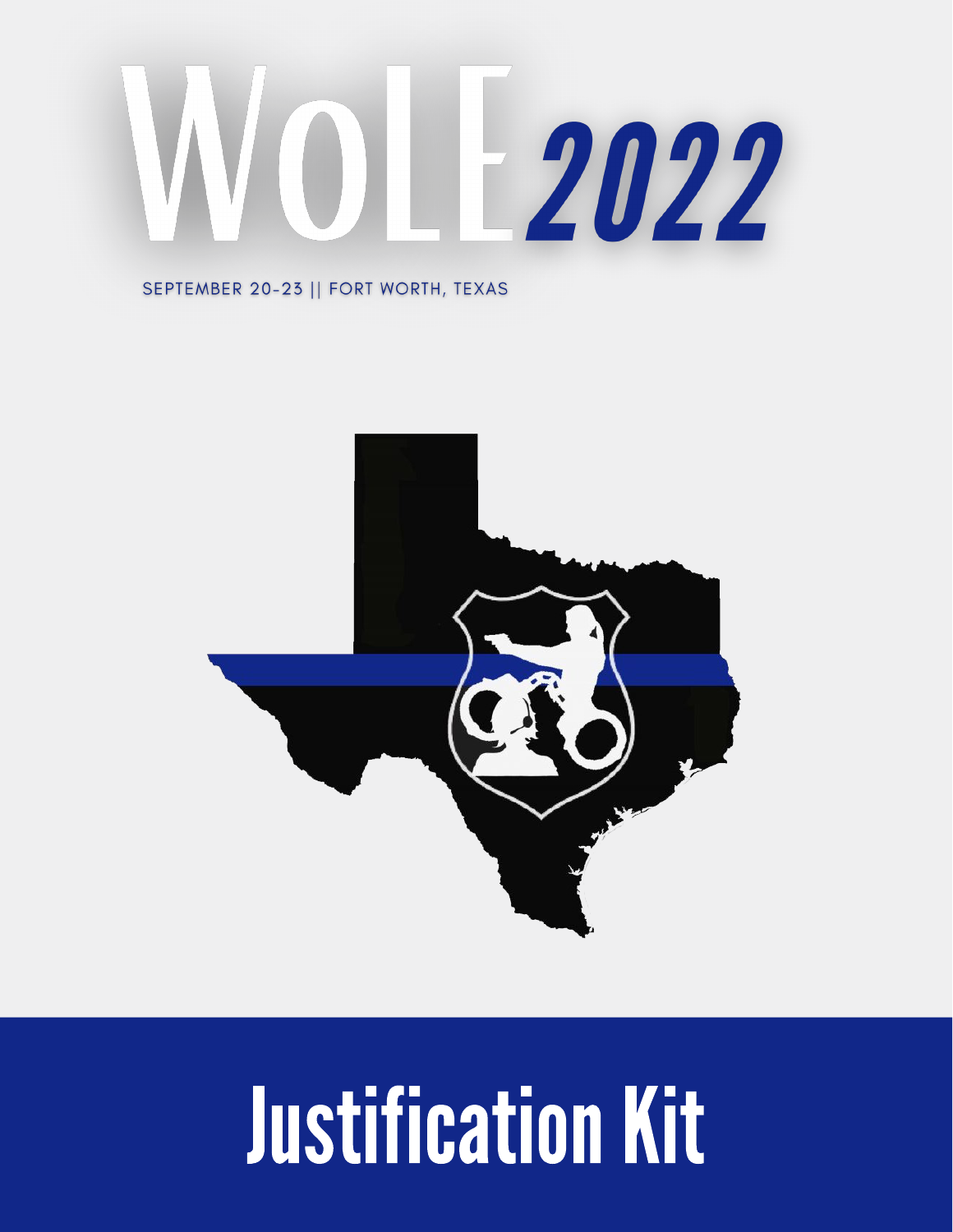# WoLE 2022

SEPTEMBER 20-23 || FORT WORTH, TEXAS

# Justification Kit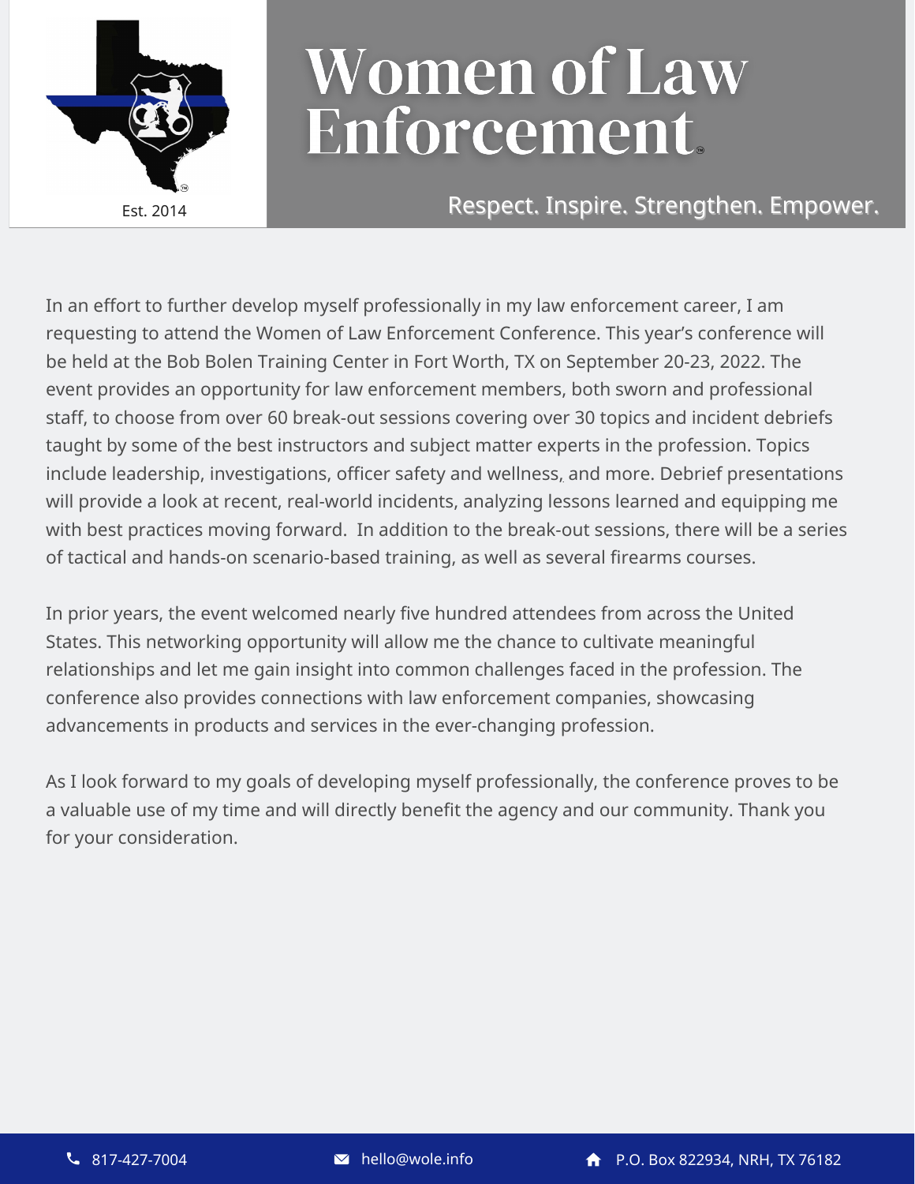# Women of Law Enforcement

Est. 2014

Respect. Inspire. Strengthen. Empower.

In an effort to further develop myself professionally in my law enforcement career, I am requesting to attend the Women of Law Enforcement Conference. This year's conference will be held at the Bob Bolen Training Center in Fort Worth, TX on September 20-23, 2022. The event provides an opportunity for law enforcement members, both sworn and professional staff, to choose from over 60 break-out sessions covering over 30 topics and incident debriefs taught by some of the best instructors and subject matter experts in the profession. Topics include leadership, investigations, officer safety and wellness, and more. Debrief presentations will provide a look at recent, real-world incidents, analyzing lessons learned and equipping me with best practices moving forward. In addition to the break-out sessions, there will be a series of tactical and hands-on scenario-based training, as well as several firearms courses.

In prior years, the event welcomed nearly five hundred attendees from across the United States. This networking opportunity will allow me the chance to cultivate meaningful relationships and let me gain insight into common challenges faced in the profession. The conference also provides connections with law enforcement companies, showcasing advancements in products and services in the ever-changing profession.

As I look forward to my goals of developing myself professionally, the conference proves to be a valuable use of my time and will directly benefit the agency and our community. Thank you for your consideration.

817-427-7004 | hello@wole.info | P.O. Box 822934, NRH, TX 76182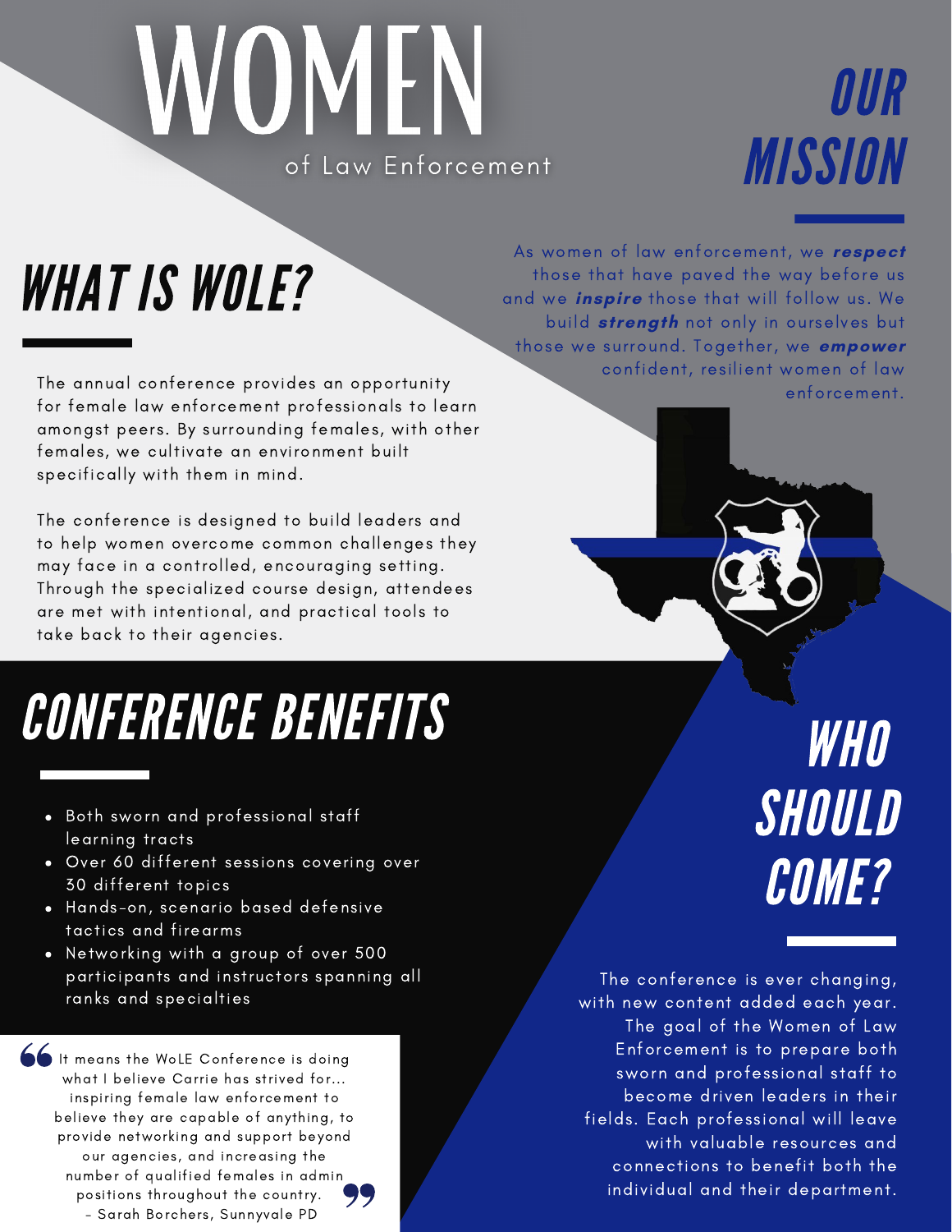# WOMEN

of Law Enforcement

## OUR MISSION

As women of law enforcement, we ***respect*** those that have paved the way before us and we ***inspire*** those that will follow us. We build ***strength*** not only in ourselves but those we surround. Together, we ***empower*** confident, resilient women of law enforcement.

## WHAT IS WOLE?

The annual conference provides an opportunity for female law enforcement professionals to learn amongst peers. By surrounding females, with other females, we cultivate an environment built specifically with them in mind.

The conference is designed to build leaders and to help women overcome common challenges they may face in a controlled, encouraging setting. Through the specialized course design, attendees are met with intentional, and practical tools to take back to their agencies.

## CONFERENCE BENEFITS

- Both sworn and professional staff learning tracts
- Over 60 different sessions covering over 30 different topics
- Hands-on, scenario based defensive tactics and firearms
- Networking with a group of over 500 participants and instructors spanning all ranks and specialties

> "It means the WoLE Conference is doing what I believe Carrie has strived for... inspiring female law enforcement to believe they are capable of anything, to provide networking and support beyond our agencies, and increasing the number of qualified females in admin positions throughout the country."
> – Sarah Borchers, Sunnyvale PD

## WHO SHOULD COME?

The conference is ever changing, with new content added each year. The goal of the Women of Law Enforcement is to prepare both sworn and professional staff to become driven leaders in their fields. Each professional will leave with valuable resources and connections to benefit both the individual and their department.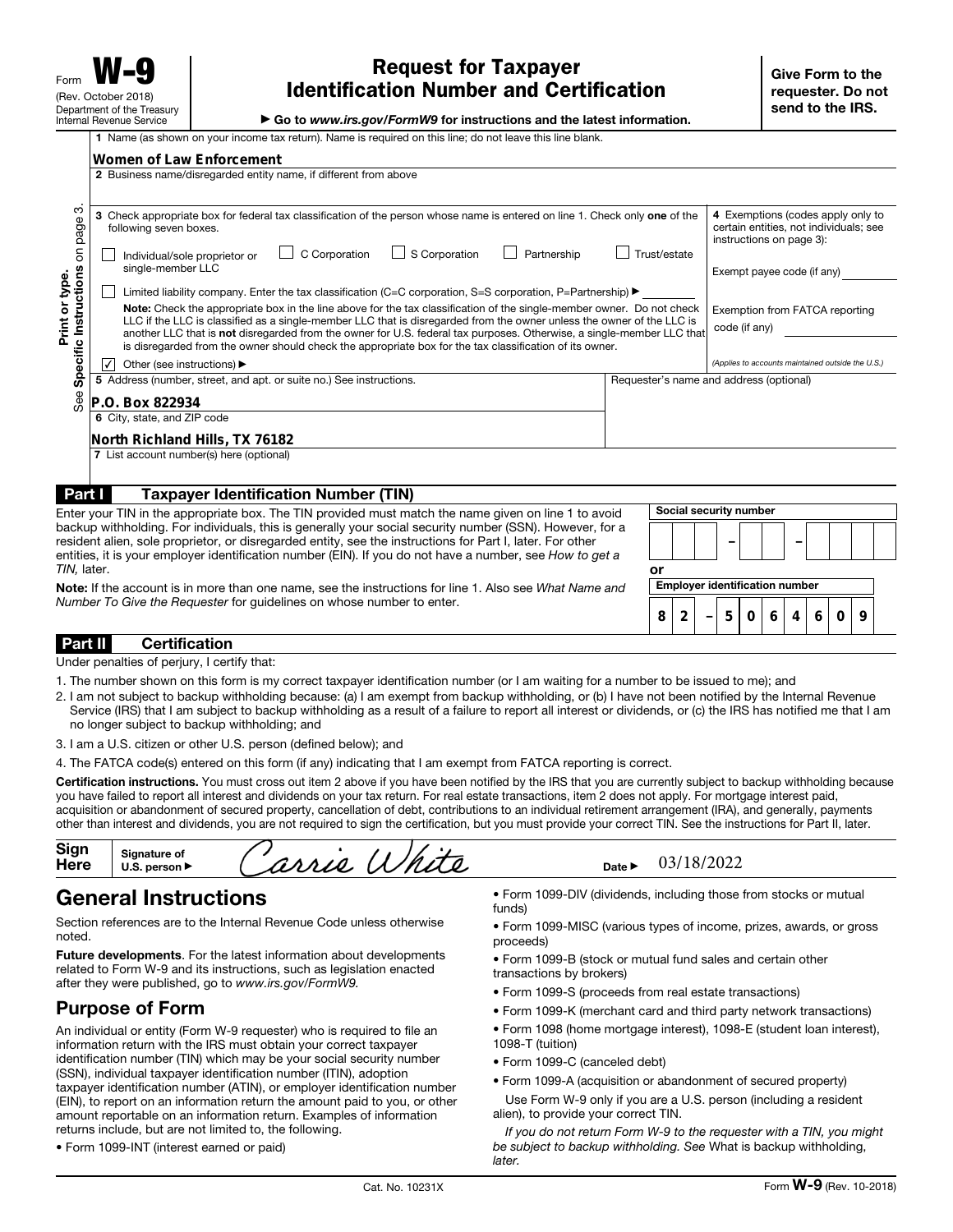Form **W-9**
(Rev. October 2018)
Department of the Treasury
Internal Revenue Service

# Request for Taxpayer Identification Number and Certification

▶ Go to *www.irs.gov/FormW9* for instructions and the latest information.

**Give Form to the requester. Do not send to the IRS.**

Print or type.
See **Specific Instructions** on page 3.

**1** Name (as shown on your income tax return). Name is required on this line; do not leave this line blank.

**Women of Law Enforcement**

**2** Business name/disregarded entity name, if different from above

**3** Check appropriate box for federal tax classification of the person whose name is entered on line 1. Check only **one** of the following seven boxes.

- ☐ Individual/sole proprietor or single-member LLC
- ☐ C Corporation
- ☐ S Corporation
- ☐ Partnership
- ☐ Trust/estate
- ☐ Limited liability company. Enter the tax classification (C=C corporation, S=S corporation, P=Partnership) ▶

**Note:** Check the appropriate box in the line above for the tax classification of the single-member owner. Do not check LLC if the LLC is classified as a single-member LLC that is disregarded from the owner unless the owner of the LLC is another LLC that is **not** disregarded from the owner for U.S. federal tax purposes. Otherwise, a single-member LLC that is disregarded from the owner should check the appropriate box for the tax classification of its owner.

- ☑ Other (see instructions) ▶

**4** Exemptions (codes apply only to certain entities, not individuals; see instructions on page 3):

Exempt payee code (if any)

Exemption from FATCA reporting code (if any)

*(Applies to accounts maintained outside the U.S.)*

**5** Address (number, street, and apt. or suite no.) See instructions.

**P.O. Box 822934**

**6** City, state, and ZIP code

**North Richland Hills, TX 76182**

Requester's name and address (optional)

**7** List account number(s) here (optional)

## Part I Taxpayer Identification Number (TIN)

Enter your TIN in the appropriate box. The TIN provided must match the name given on line 1 to avoid backup withholding. For individuals, this is generally your social security number (SSN). However, for a resident alien, sole proprietor, or disregarded entity, see the instructions for Part I, later. For other entities, it is your employer identification number (EIN). If you do not have a number, see *How to get a TIN,* later.

**Note:** If the account is in more than one name, see the instructions for line 1. Also see *What Name and Number To Give the Requester* for guidelines on whose number to enter.

**Social security number**

– –

or

**Employer identification number**

8 2 – 5 0 6 4 6 0 9

## Part II Certification

Under penalties of perjury, I certify that:

1. The number shown on this form is my correct taxpayer identification number (or I am waiting for a number to be issued to me); and
2. I am not subject to backup withholding because: (a) I am exempt from backup withholding, or (b) I have not been notified by the Internal Revenue Service (IRS) that I am subject to backup withholding as a result of a failure to report all interest or dividends, or (c) the IRS has notified me that I am no longer subject to backup withholding; and
3. I am a U.S. citizen or other U.S. person (defined below); and
4. The FATCA code(s) entered on this form (if any) indicating that I am exempt from FATCA reporting is correct.

**Certification instructions.** You must cross out item 2 above if you have been notified by the IRS that you are currently subject to backup withholding because you have failed to report all interest and dividends on your tax return. For real estate transactions, item 2 does not apply. For mortgage interest paid, acquisition or abandonment of secured property, cancellation of debt, contributions to an individual retirement arrangement (IRA), and generally, payments other than interest and dividends, you are not required to sign the certification, but you must provide your correct TIN. See the instructions for Part II, later.

**Sign Here** Signature of U.S. person ▶ *Carrie White* Date ▶ 03/18/2022

# General Instructions

Section references are to the Internal Revenue Code unless otherwise noted.

**Future developments**. For the latest information about developments related to Form W-9 and its instructions, such as legislation enacted after they were published, go to *www.irs.gov/FormW9.*

## Purpose of Form

An individual or entity (Form W-9 requester) who is required to file an information return with the IRS must obtain your correct taxpayer identification number (TIN) which may be your social security number (SSN), individual taxpayer identification number (ITIN), adoption taxpayer identification number (ATIN), or employer identification number (EIN), to report on an information return the amount paid to you, or other amount reportable on an information return. Examples of information returns include, but are not limited to, the following.

- Form 1099-INT (interest earned or paid)
- Form 1099-DIV (dividends, including those from stocks or mutual funds)
- Form 1099-MISC (various types of income, prizes, awards, or gross proceeds)
- Form 1099-B (stock or mutual fund sales and certain other transactions by brokers)
- Form 1099-S (proceeds from real estate transactions)
- Form 1099-K (merchant card and third party network transactions)
- Form 1098 (home mortgage interest), 1098-E (student loan interest), 1098-T (tuition)
- Form 1099-C (canceled debt)
- Form 1099-A (acquisition or abandonment of secured property)

Use Form W-9 only if you are a U.S. person (including a resident alien), to provide your correct TIN.

*If you do not return Form W-9 to the requester with a TIN, you might be subject to backup withholding. See* What is backup withholding, *later.*

Cat. No. 10231X Form **W-9** (Rev. 10-2018)